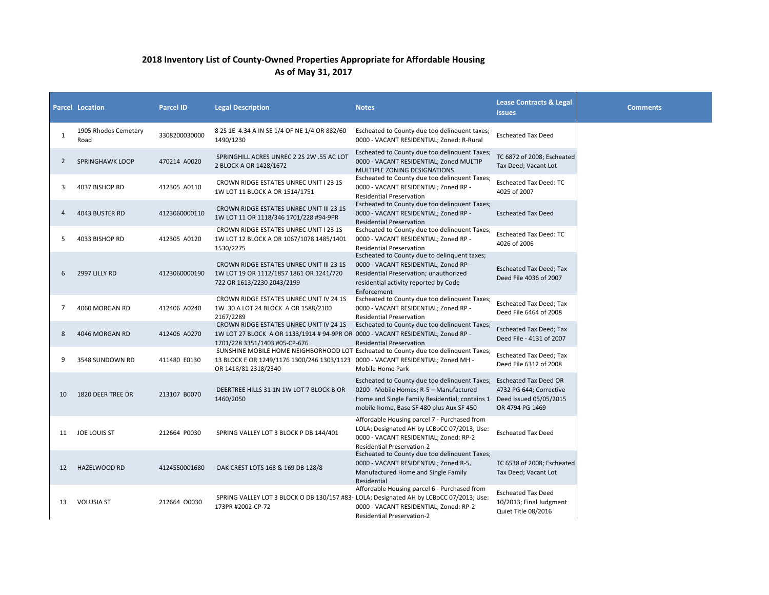## 2018 Inventory List of County-Owned Properties Appropriate for Affordable Housing
## As of May 31, 2017

| Parcel | Location | Parcel ID | Legal Description | Notes | Lease Contracts & Legal Issues | Comments |
|---|---|---|---|---|---|---|
| 1 | 1905 Rhodes Cemetery Road | 3308200030000 | 8 2S 1E 4.34 A IN SE 1/4 OF NE 1/4 OR 882/60 1490/1230 | Escheated to County due too delinquent taxes; 0000 - VACANT RESIDENTIAL; Zoned: R-Rural | Escheated Tax Deed | |
| 2 | SPRINGHAWK LOOP | 470214 A0020 | SPRINGHILL ACRES UNREC 2 2S 2W .55 AC LOT 2 BLOCK A OR 1428/1672 | Escheated to County due too delinquent Taxes; 0000 - VACANT RESIDENTIAL; Zoned MULTIP MULTIPLE ZONING DESIGNATIONS | TC 6872 of 2008; Escheated Tax Deed; Vacant Lot | |
| 3 | 4037 BISHOP RD | 412305 A0110 | CROWN RIDGE ESTATES UNREC UNIT I 23 1S 1W LOT 11 BLOCK A OR 1514/1751 | Escheated to County due too delinquent Taxes; 0000 - VACANT RESIDENTIAL; Zoned RP - Residential Preservation | Escheated Tax Deed: TC 4025 of 2007 | |
| 4 | 4043 BUSTER RD | 4123060000110 | CROWN RIDGE ESTATES UNREC UNIT III 23 1S 1W LOT 11 OR 1118/346 1701/228 #94-9PR | Escheated to County due too delinquent Taxes; 0000 - VACANT RESIDENTIAL; Zoned RP - Residential Preservation | Escheated Tax Deed | |
| 5 | 4033 BISHOP RD | 412305 A0120 | CROWN RIDGE ESTATES UNREC UNIT I 23 1S 1W LOT 12 BLOCK A OR 1067/1078 1485/1401 1530/2275 | Escheated to County due too delinquent Taxes; 0000 - VACANT RESIDENTIAL; Zoned RP - Residential Preservation | Escheated Tax Deed: TC 4026 of 2006 | |
| 6 | 2997 LILLY RD | 4123060000190 | CROWN RIDGE ESTATES UNREC UNIT III 23 1S 1W LOT 19 OR 1112/1857 1861 OR 1241/720 722 OR 1613/2230 2043/2199 | Escheated to County due to delinquent taxes; 0000 - VACANT RESIDENTIAL; Zoned RP - Residential Preservation; unauthorized residential activity reported by Code Enforcement | Escheated Tax Deed; Tax Deed File 4036 of 2007 | |
| 7 | 4060 MORGAN RD | 412406 A0240 | CROWN RIDGE ESTATES UNREC UNIT IV 24 1S 1W .30 A LOT 24 BLOCK A OR 1588/2100 2167/2289 | Escheated to County due too delinquent Taxes; 0000 - VACANT RESIDENTIAL; Zoned RP - Residential Preservation | Escheated Tax Deed; Tax Deed File 6464 of 2008 | |
| 8 | 4046 MORGAN RD | 412406 A0270 | CROWN RIDGE ESTATES UNREC UNIT IV 24 1S 1W LOT 27 BLOCK A OR 1133/1914 # 94-9PR OR 1701/228 3351/1403 #05-CP-676 | Escheated to County due too delinquent Taxes; 0000 - VACANT RESIDENTIAL; Zoned RP - Residential Preservation | Escheated Tax Deed; Tax Deed File - 4131 of 2007 | |
| 9 | 3548 SUNDOWN RD | 411480 E0130 | SUNSHINE MOBILE HOME NEIGHBORHOOD LOT 13 BLOCK E OR 1249/1176 1300/246 1303/1123 OR 1418/81 2318/2340 | Escheated to County due too delinquent Taxes; 0000 - VACANT RESIDENTIAL; Zoned MH - Mobile Home Park | Escheated Tax Deed; Tax Deed File 6312 of 2008 | |
| 10 | 1820 DEER TREE DR | 213107 B0070 | DEERTREE HILLS 31 1N 1W LOT 7 BLOCK B OR 1460/2050 | Escheated to County due too delinquent Taxes; 0200 - Mobile Homes; R-5 – Manufactured Home and Single Family Residential; contains 1 mobile home, Base SF 480 plus Aux SF 450 | Escheated Tax Deed OR 4732 PG 644; Corrective Deed Issued 05/05/2015 OR 4794 PG 1469 | |
| 11 | JOE LOUIS ST | 212664 P0030 | SPRING VALLEY LOT 3 BLOCK P DB 144/401 | Affordable Housing parcel 7 - Purchased from LOLA; Designated AH by LCBoCC 07/2013; Use: 0000 - VACANT RESIDENTIAL; Zoned: RP-2 Residential Preservation-2 | Escheated Tax Deed | |
| 12 | HAZELWOOD RD | 4124550001680 | OAK CREST LOTS 168 & 169 DB 128/8 | Escheated to County due too delinquent Taxes; 0000 - VACANT RESIDENTIAL; Zoned R-5, Manufactured Home and Single Family Residential | TC 6538 of 2008; Escheated Tax Deed; Vacant Lot | |
| 13 | VOLUSIA ST | 212664 O0030 | SPRING VALLEY LOT 3 BLOCK O DB 130/157 #83-173PR #2002-CP-72 | Affordable Housing parcel 6 - Purchased from LOLA; Designated AH by LCBoCC 07/2013; Use: 0000 - VACANT RESIDENTIAL; Zoned: RP-2 Residential Preservation-2 | Escheated Tax Deed 10/2013; Final Judgment Quiet Title 08/2016 | |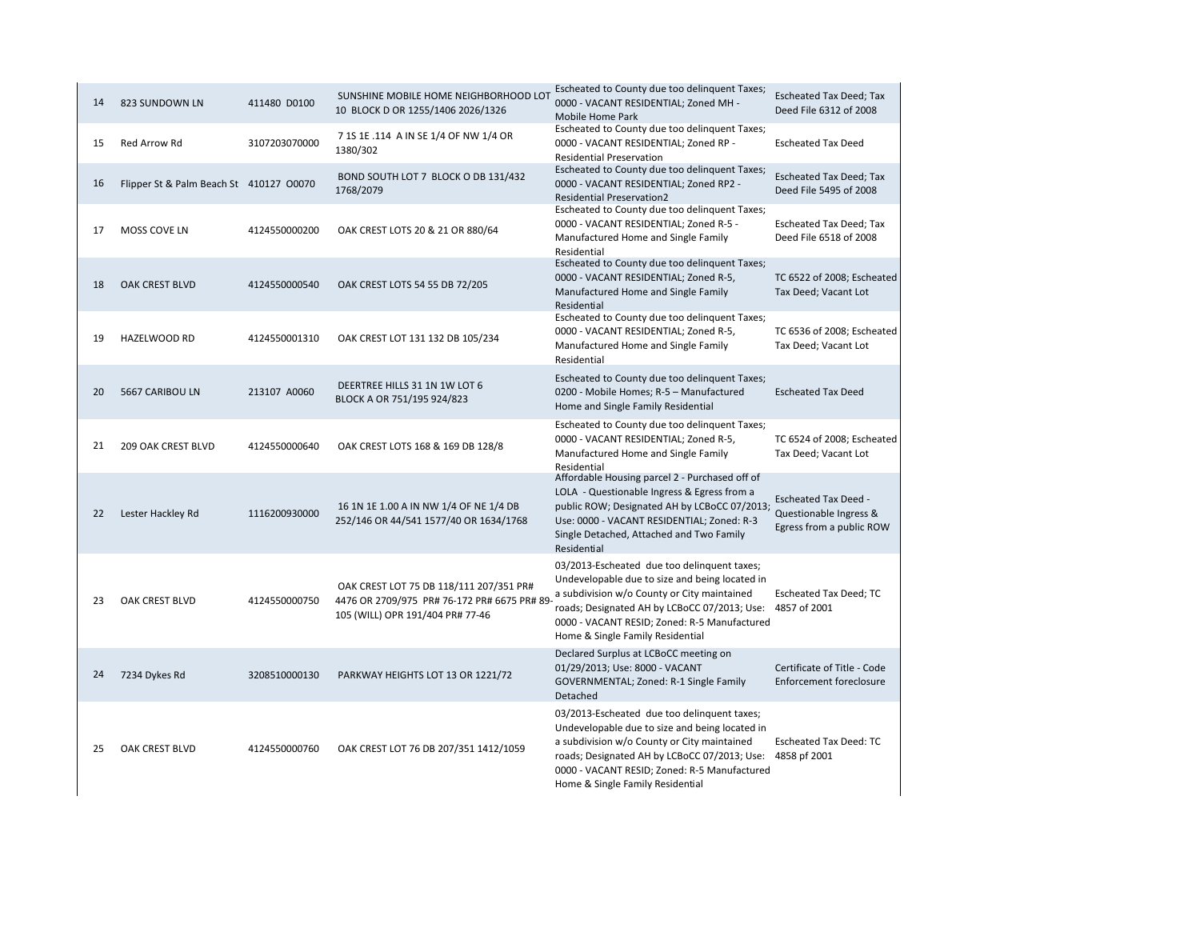| | | | | | |
|---|---|---|---|---|---|
| 14 | 823 SUNDOWN LN | 411480 D0100 | SUNSHINE MOBILE HOME NEIGHBORHOOD LOT 10 BLOCK D OR 1255/1406 2026/1326 | Escheated to County due too delinquent Taxes; 0000 - VACANT RESIDENTIAL; Zoned MH - Mobile Home Park | Escheated Tax Deed; Tax Deed File 6312 of 2008 |
| 15 | Red Arrow Rd | 3107203070000 | 7 1S 1E .114 A IN SE 1/4 OF NW 1/4 OR 1380/302 | Escheated to County due too delinquent Taxes; 0000 - VACANT RESIDENTIAL; Zoned RP - Residential Preservation | Escheated Tax Deed |
| 16 | Flipper St & Palm Beach St | 410127 O0070 | BOND SOUTH LOT 7 BLOCK O DB 131/432 1768/2079 | Escheated to County due too delinquent Taxes; 0000 - VACANT RESIDENTIAL; Zoned RP2 - Residential Preservation2 | Escheated Tax Deed; Tax Deed File 5495 of 2008 |
| 17 | MOSS COVE LN | 4124550000200 | OAK CREST LOTS 20 & 21 OR 880/64 | Escheated to County due too delinquent Taxes; 0000 - VACANT RESIDENTIAL; Zoned R-5 - Manufactured Home and Single Family Residential | Escheated Tax Deed; Tax Deed File 6518 of 2008 |
| 18 | OAK CREST BLVD | 4124550000540 | OAK CREST LOTS 54 55 DB 72/205 | Escheated to County due too delinquent Taxes; 0000 - VACANT RESIDENTIAL; Zoned R-5, Manufactured Home and Single Family Residential | TC 6522 of 2008; Escheated Tax Deed; Vacant Lot |
| 19 | HAZELWOOD RD | 4124550001310 | OAK CREST LOT 131 132 DB 105/234 | Escheated to County due too delinquent Taxes; 0000 - VACANT RESIDENTIAL; Zoned R-5, Manufactured Home and Single Family Residential | TC 6536 of 2008; Escheated Tax Deed; Vacant Lot |
| 20 | 5667 CARIBOU LN | 213107 A0060 | DEERTREE HILLS 31 1N 1W LOT 6 BLOCK A OR 751/195 924/823 | Escheated to County due too delinquent Taxes; 0200 - Mobile Homes; R-5 – Manufactured Home and Single Family Residential | Escheated Tax Deed |
| 21 | 209 OAK CREST BLVD | 4124550000640 | OAK CREST LOTS 168 & 169 DB 128/8 | Escheated to County due too delinquent Taxes; 0000 - VACANT RESIDENTIAL; Zoned R-5, Manufactured Home and Single Family Residential | TC 6524 of 2008; Escheated Tax Deed; Vacant Lot |
| 22 | Lester Hackley Rd | 1116200930000 | 16 1N 1E 1.00 A IN NW 1/4 OF NE 1/4 DB 252/146 OR 44/541 1577/40 OR 1634/1768 | Affordable Housing parcel 2 - Purchased off of LOLA - Questionable Ingress & Egress from a public ROW; Designated AH by LCBoCC 07/2013; Use: 0000 - VACANT RESIDENTIAL; Zoned: R-3 Single Detached, Attached and Two Family Residential | Escheated Tax Deed - Questionable Ingress & Egress from a public ROW |
| 23 | OAK CREST BLVD | 4124550000750 | OAK CREST LOT 75 DB 118/111 207/351 PR# 4476 OR 2709/975 PR# 76-172 PR# 6675 PR# 89-105 (WILL) OPR 191/404 PR# 77-46 | 03/2013-Escheated due too delinquent taxes; Undevelopable due to size and being located in a subdivision w/o County or City maintained roads; Designated AH by LCBoCC 07/2013; Use: 0000 - VACANT RESID; Zoned: R-5 Manufactured Home & Single Family Residential | Escheated Tax Deed; TC 4857 of 2001 |
| 24 | 7234 Dykes Rd | 3208510000130 | PARKWAY HEIGHTS LOT 13 OR 1221/72 | Declared Surplus at LCBoCC meeting on 01/29/2013; Use: 8000 - VACANT GOVERNMENTAL; Zoned: R-1 Single Family Detached | Certificate of Title - Code Enforcement foreclosure |
| 25 | OAK CREST BLVD | 4124550000760 | OAK CREST LOT 76 DB 207/351 1412/1059 | 03/2013-Escheated due too delinquent taxes; Undevelopable due to size and being located in a subdivision w/o County or City maintained roads; Designated AH by LCBoCC 07/2013; Use: 0000 - VACANT RESID; Zoned: R-5 Manufactured Home & Single Family Residential | Escheated Tax Deed: TC 4858 pf 2001 |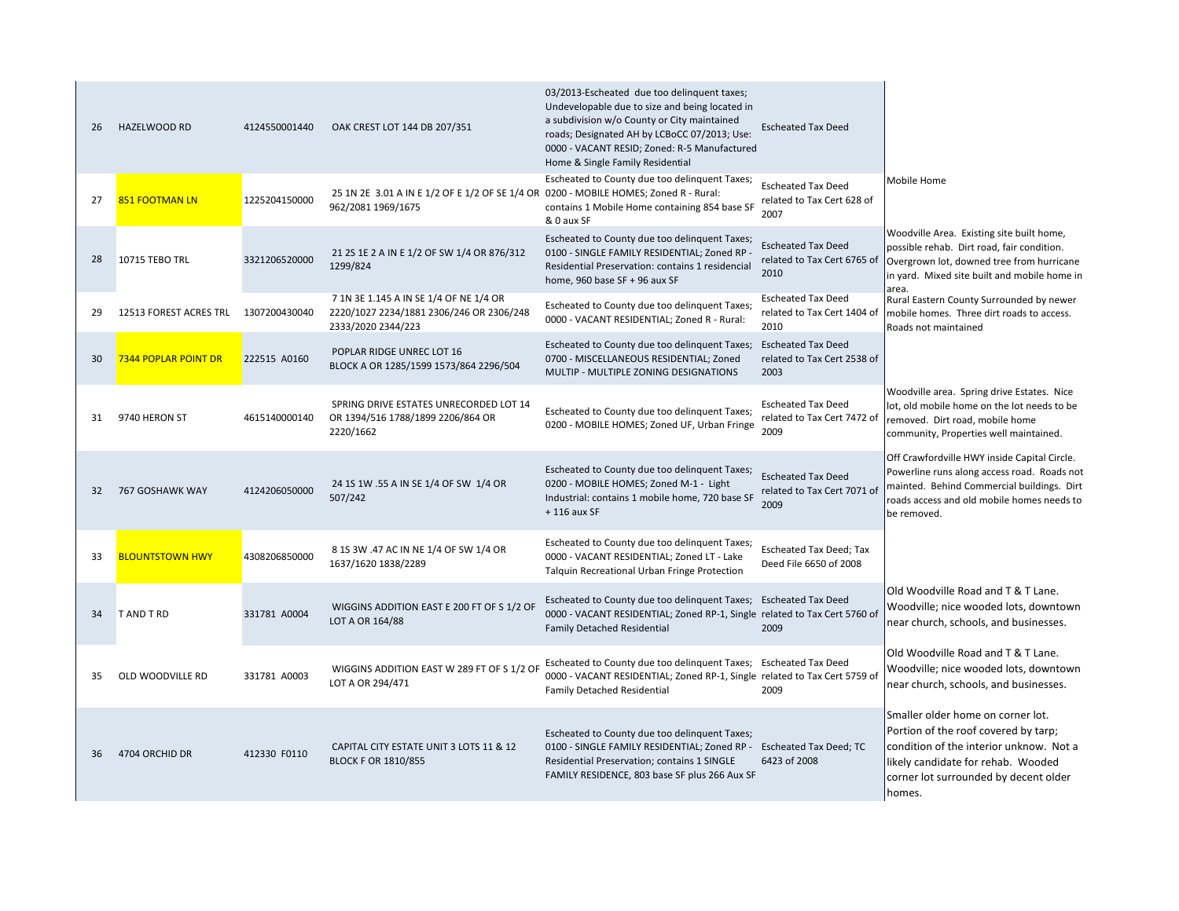| 26 | HAZELWOOD RD | 4124550001440 | OAK CREST LOT 144 DB 207/351 | 03/2013-Escheated due too delinquent taxes; Undevelopable due to size and being located in a subdivision w/o County or City maintained roads; Designated AH by LCBoCC 07/2013; Use: 0000 - VACANT RESID; Zoned: R-5 Manufactured Home & Single Family Residential | Escheated Tax Deed | |
|---|---|---|---|---|---|---|
| 27 | 851 FOOTMAN LN | 1225204150000 | 25 1N 2E 3.01 A IN E 1/2 OF E 1/2 OF SE 1/4 OR 962/2081 1969/1675 | Escheated to County due too delinquent Taxes; 0200 - MOBILE HOMES; Zoned R - Rural: contains 1 Mobile Home containing 854 base SF & 0 aux SF | Escheated Tax Deed related to Tax Cert 628 of 2007 | Mobile Home |
| 28 | 10715 TEBO TRL | 3321206520000 | 21 2S 1E 2 A IN E 1/2 OF SW 1/4 OR 876/312 1299/824 | Escheated to County due too delinquent Taxes; 0100 - SINGLE FAMILY RESIDENTIAL; Zoned RP - Residential Preservation: contains 1 residencial home, 960 base SF + 96 aux SF | Escheated Tax Deed related to Tax Cert 6765 of 2010 | Woodville Area. Existing site built home, possible rehab. Dirt road, fair condition. Overgrown lot, downed tree from hurricane in yard. Mixed site built and mobile home in area. |
| 29 | 12513 FOREST ACRES TRL | 1307200430040 | 7 1N 3E 1.145 A IN SE 1/4 OF NE 1/4 OR 2220/1027 2234/1881 2306/246 OR 2306/248 2333/2020 2344/223 | Escheated to County due too delinquent Taxes; 0000 - VACANT RESIDENTIAL; Zoned R - Rural: | Escheated Tax Deed related to Tax Cert 1404 of 2010 | Rural Eastern County Surrounded by newer mobile homes. Three dirt roads to access. Roads not maintained |
| 30 | 7344 POPLAR POINT DR | 222515 A0160 | POPLAR RIDGE UNREC LOT 16 BLOCK A OR 1285/1599 1573/864 2296/504 | Escheated to County due too delinquent Taxes; 0700 - MISCELLANEOUS RESIDENTIAL; Zoned MULTIP - MULTIPLE ZONING DESIGNATIONS | Escheated Tax Deed related to Tax Cert 2538 of 2003 | |
| 31 | 9740 HERON ST | 4615140000140 | SPRING DRIVE ESTATES UNRECORDED LOT 14 OR 1394/516 1788/1899 2206/864 OR 2220/1662 | Escheated to County due too delinquent Taxes; 0200 - MOBILE HOMES; Zoned UF, Urban Fringe | Escheated Tax Deed related to Tax Cert 7472 of 2009 | Woodville area. Spring drive Estates. Nice lot, old mobile home on the lot needs to be removed. Dirt road, mobile home community, Properties well maintained. |
| 32 | 767 GOSHAWK WAY | 4124206050000 | 24 1S 1W .55 A IN SE 1/4 OF SW 1/4 OR 507/242 | Escheated to County due too delinquent Taxes; 0200 - MOBILE HOMES; Zoned M-1 - Light Industrial: contains 1 mobile home, 720 base SF + 116 aux SF | Escheated Tax Deed related to Tax Cert 7071 of 2009 | Off Crawfordville HWY inside Capital Circle. Powerline runs along access road. Roads not mainted. Behind Commercial buildings. Dirt roads access and old mobile homes needs to be removed. |
| 33 | BLOUNTSTOWN HWY | 4308206850000 | 8 1S 3W .47 AC IN NE 1/4 OF SW 1/4 OR 1637/1620 1838/2289 | Escheated to County due too delinquent Taxes; 0000 - VACANT RESIDENTIAL; Zoned LT - Lake Talquin Recreational Urban Fringe Protection | Escheated Tax Deed; Tax Deed File 6650 of 2008 | |
| 34 | T AND T RD | 331781 A0004 | WIGGINS ADDITION EAST E 200 FT OF S 1/2 OF LOT A OR 164/88 | Escheated to County due too delinquent Taxes; 0000 - VACANT RESIDENTIAL; Zoned RP-1, Single Family Detached Residential | Escheated Tax Deed related to Tax Cert 5760 of 2009 | Old Woodville Road and T & T Lane. Woodville; nice wooded lots, downtown near church, schools, and businesses. |
| 35 | OLD WOODVILLE RD | 331781 A0003 | WIGGINS ADDITION EAST W 289 FT OF S 1/2 OF LOT A OR 294/471 | Escheated to County due too delinquent Taxes; 0000 - VACANT RESIDENTIAL; Zoned RP-1, Single Family Detached Residential | Escheated Tax Deed related to Tax Cert 5759 of 2009 | Old Woodville Road and T & T Lane. Woodville; nice wooded lots, downtown near church, schools, and businesses. |
| 36 | 4704 ORCHID DR | 412330 F0110 | CAPITAL CITY ESTATE UNIT 3 LOTS 11 & 12 BLOCK F OR 1810/855 | Escheated to County due too delinquent Taxes; 0100 - SINGLE FAMILY RESIDENTIAL; Zoned RP - Residential Preservation; contains 1 SINGLE FAMILY RESIDENCE, 803 base SF plus 266 Aux SF | Escheated Tax Deed; TC 6423 of 2008 | Smaller older home on corner lot. Portion of the roof covered by tarp; condition of the interior unknow. Not a likely candidate for rehab. Wooded corner lot surrounded by decent older homes. |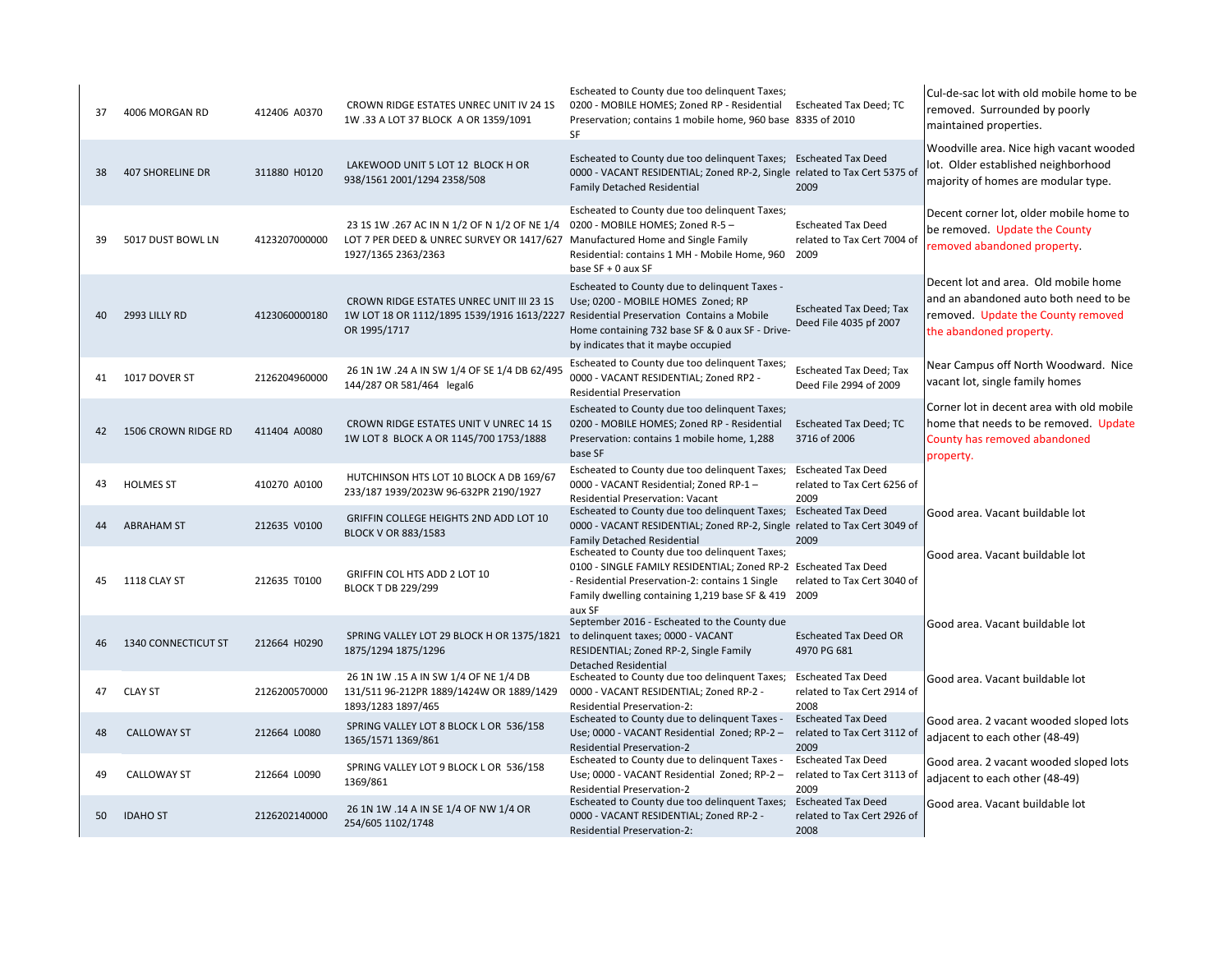| 37 | 4006 MORGAN RD | 412406 A0370 | CROWN RIDGE ESTATES UNREC UNIT IV 24 1S 1W .33 A LOT 37 BLOCK A OR 1359/1091 | Escheated to County due too delinquent Taxes; 0200 - MOBILE HOMES; Zoned RP - Residential Preservation; contains 1 mobile home, 960 base SF | Escheated Tax Deed; TC 8335 of 2010 | Cul-de-sac lot with old mobile home to be removed. Surrounded by poorly maintained properties. |
|---|---|---|---|---|---|---|
| 38 | 407 SHORELINE DR | 311880 H0120 | LAKEWOOD UNIT 5 LOT 12 BLOCK H OR 938/1561 2001/1294 2358/508 | Escheated to County due too delinquent Taxes; 0000 - VACANT RESIDENTIAL; Zoned RP-2, Single Family Detached Residential | Escheated Tax Deed related to Tax Cert 5375 of 2009 | Woodville area. Nice high vacant wooded lot. Older established neighborhood majority of homes are modular type. |
| 39 | 5017 DUST BOWL LN | 4123207000000 | 23 1S 1W .267 AC IN N 1/2 OF N 1/2 OF NE 1/4 LOT 7 PER DEED & UNREC SURVEY OR 1417/627 1927/1365 2363/2363 | Escheated to County due too delinquent Taxes; 0200 - MOBILE HOMES; Zoned R-5 – Manufactured Home and Single Family Residential: contains 1 MH - Mobile Home, 960 base SF + 0 aux SF | Escheated Tax Deed related to Tax Cert 7004 of 2009 | Decent corner lot, older mobile home to be removed. Update the County removed abandoned property. |
| 40 | 2993 LILLY RD | 4123060000180 | CROWN RIDGE ESTATES UNREC UNIT III 23 1S 1W LOT 18 OR 1112/1895 1539/1916 1613/2227 OR 1995/1717 | Escheated to County due to delinquent Taxes - Use; 0200 - MOBILE HOMES Zoned; RP Residential Preservation Contains a Mobile Home containing 732 base SF & 0 aux SF - Drive-by indicates that it maybe occupied | Escheated Tax Deed; Tax Deed File 4035 pf 2007 | Decent lot and area. Old mobile home and an abandoned auto both need to be removed. Update the County removed the abandoned property. |
| 41 | 1017 DOVER ST | 2126204960000 | 26 1N 1W .24 A IN SW 1/4 OF SE 1/4 DB 62/495 144/287 OR 581/464 legal6 | Escheated to County due too delinquent Taxes; 0000 - VACANT RESIDENTIAL; Zoned RP2 - Residential Preservation | Escheated Tax Deed; Tax Deed File 2994 of 2009 | Near Campus off North Woodward. Nice vacant lot, single family homes |
| 42 | 1506 CROWN RIDGE RD | 411404 A0080 | CROWN RIDGE ESTATES UNIT V UNREC 14 1S 1W LOT 8 BLOCK A OR 1145/700 1753/1888 | Escheated to County due too delinquent Taxes; 0200 - MOBILE HOMES; Zoned RP - Residential Preservation: contains 1 mobile home, 1,288 base SF | Escheated Tax Deed; TC 3716 of 2006 | Corner lot in decent area with old mobile home that needs to be removed. Update County has removed abandoned property. |
| 43 | HOLMES ST | 410270 A0100 | HUTCHINSON HTS LOT 10 BLOCK A DB 169/67 233/187 1939/2023W 96-632PR 2190/1927 | Escheated to County due too delinquent Taxes; 0000 - VACANT Residential; Zoned RP-1 – Residential Preservation: Vacant | Escheated Tax Deed related to Tax Cert 6256 of 2009 | |
| 44 | ABRAHAM ST | 212635 V0100 | GRIFFIN COLLEGE HEIGHTS 2ND ADD LOT 10 BLOCK V OR 883/1583 | Escheated to County due too delinquent Taxes; 0000 - VACANT RESIDENTIAL; Zoned RP-2, Single Family Detached Residential | Escheated Tax Deed related to Tax Cert 3049 of 2009 | Good area. Vacant buildable lot |
| 45 | 1118 CLAY ST | 212635 T0100 | GRIFFIN COL HTS ADD 2 LOT 10 BLOCK T DB 229/299 | Escheated to County due too delinquent Taxes; 0100 - SINGLE FAMILY RESIDENTIAL; Zoned RP-2 - Residential Preservation-2: contains 1 Single Family dwelling containing 1,219 base SF & 419 aux SF | Escheated Tax Deed related to Tax Cert 3040 of 2009 | Good area. Vacant buildable lot |
| 46 | 1340 CONNECTICUT ST | 212664 H0290 | SPRING VALLEY LOT 29 BLOCK H OR 1375/1821 1875/1294 1875/1296 | September 2016 - Escheated to the County due to delinquent taxes; 0000 - VACANT RESIDENTIAL; Zoned RP-2, Single Family Detached Residential | Escheated Tax Deed OR 4970 PG 681 | Good area. Vacant buildable lot |
| 47 | CLAY ST | 2126200570000 | 26 1N 1W .15 A IN SW 1/4 OF NE 1/4 DB 131/511 96-212PR 1889/1424W OR 1889/1429 1893/1283 1897/465 | Escheated to County due too delinquent Taxes; 0000 - VACANT RESIDENTIAL; Zoned RP-2 - Residential Preservation-2: | Escheated Tax Deed related to Tax Cert 2914 of 2008 | Good area. Vacant buildable lot |
| 48 | CALLOWAY ST | 212664 L0080 | SPRING VALLEY LOT 8 BLOCK L OR 536/158 1365/1571 1369/861 | Escheated to County due to delinquent Taxes - Use; 0000 - VACANT Residential Zoned; RP-2 – Residential Preservation-2 | Escheated Tax Deed related to Tax Cert 3112 of 2009 | Good area. 2 vacant wooded sloped lots adjacent to each other (48-49) |
| 49 | CALLOWAY ST | 212664 L0090 | SPRING VALLEY LOT 9 BLOCK L OR 536/158 1369/861 | Escheated to County due to delinquent Taxes - Use; 0000 - VACANT Residential Zoned; RP-2 – Residential Preservation-2 | Escheated Tax Deed related to Tax Cert 3113 of 2009 | Good area. 2 vacant wooded sloped lots adjacent to each other (48-49) |
| 50 | IDAHO ST | 2126202140000 | 26 1N 1W .14 A IN SE 1/4 OF NW 1/4 OR 254/605 1102/1748 | Escheated to County due too delinquent Taxes; 0000 - VACANT RESIDENTIAL; Zoned RP-2 - Residential Preservation-2: | Escheated Tax Deed related to Tax Cert 2926 of 2008 | Good area. Vacant buildable lot |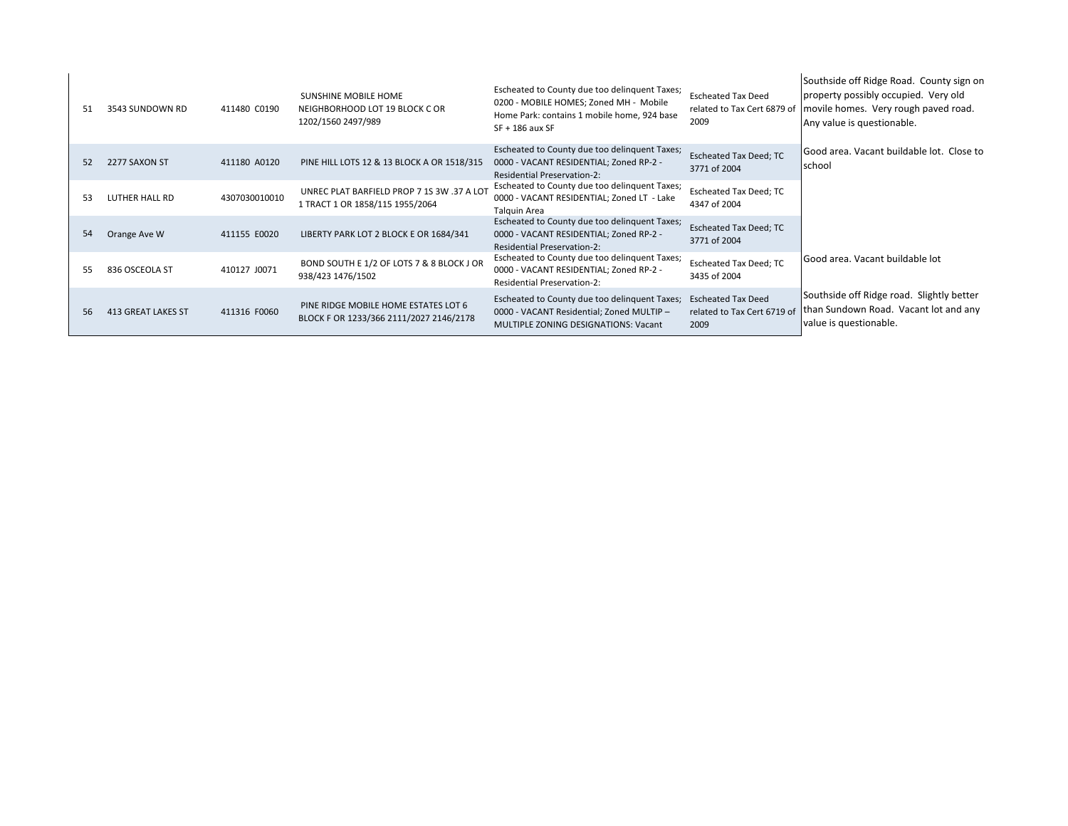| | | | | | | |
|---|---|---|---|---|---|---|
| 51 | 3543 SUNDOWN RD | 411480 C0190 | SUNSHINE MOBILE HOME NEIGHBORHOOD LOT 19 BLOCK C OR 1202/1560 2497/989 | Escheated to County due too delinquent Taxes; 0200 - MOBILE HOMES; Zoned MH - Mobile Home Park: contains 1 mobile home, 924 base SF + 186 aux SF | Escheated Tax Deed related to Tax Cert 6879 of 2009 | Southside off Ridge Road. County sign on property possibly occupied. Very old movile homes. Very rough paved road. Any value is questionable. |
| 52 | 2277 SAXON ST | 411180 A0120 | PINE HILL LOTS 12 & 13 BLOCK A OR 1518/315 | Escheated to County due too delinquent Taxes; 0000 - VACANT RESIDENTIAL; Zoned RP-2 - Residential Preservation-2: | Escheated Tax Deed; TC 3771 of 2004 | Good area. Vacant buildable lot. Close to school |
| 53 | LUTHER HALL RD | 4307030010010 | UNREC PLAT BARFIELD PROP 7 1S 3W .37 A LOT 1 TRACT 1 OR 1858/115 1955/2064 | Escheated to County due too delinquent Taxes; 0000 - VACANT RESIDENTIAL; Zoned LT - Lake Talquin Area | Escheated Tax Deed; TC 4347 of 2004 | |
| 54 | Orange Ave W | 411155 E0020 | LIBERTY PARK LOT 2 BLOCK E OR 1684/341 | Escheated to County due too delinquent Taxes; 0000 - VACANT RESIDENTIAL; Zoned RP-2 - Residential Preservation-2: | Escheated Tax Deed; TC 3771 of 2004 | |
| 55 | 836 OSCEOLA ST | 410127 J0071 | BOND SOUTH E 1/2 OF LOTS 7 & 8 BLOCK J OR 938/423 1476/1502 | Escheated to County due too delinquent Taxes; 0000 - VACANT RESIDENTIAL; Zoned RP-2 - Residential Preservation-2: | Escheated Tax Deed; TC 3435 of 2004 | Good area. Vacant buildable lot |
| 56 | 413 GREAT LAKES ST | 411316 F0060 | PINE RIDGE MOBILE HOME ESTATES LOT 6 BLOCK F OR 1233/366 2111/2027 2146/2178 | Escheated to County due too delinquent Taxes; 0000 - VACANT Residential; Zoned MULTIP – MULTIPLE ZONING DESIGNATIONS: Vacant | Escheated Tax Deed related to Tax Cert 6719 of 2009 | Southside off Ridge road. Slightly better than Sundown Road. Vacant lot and any value is questionable. |